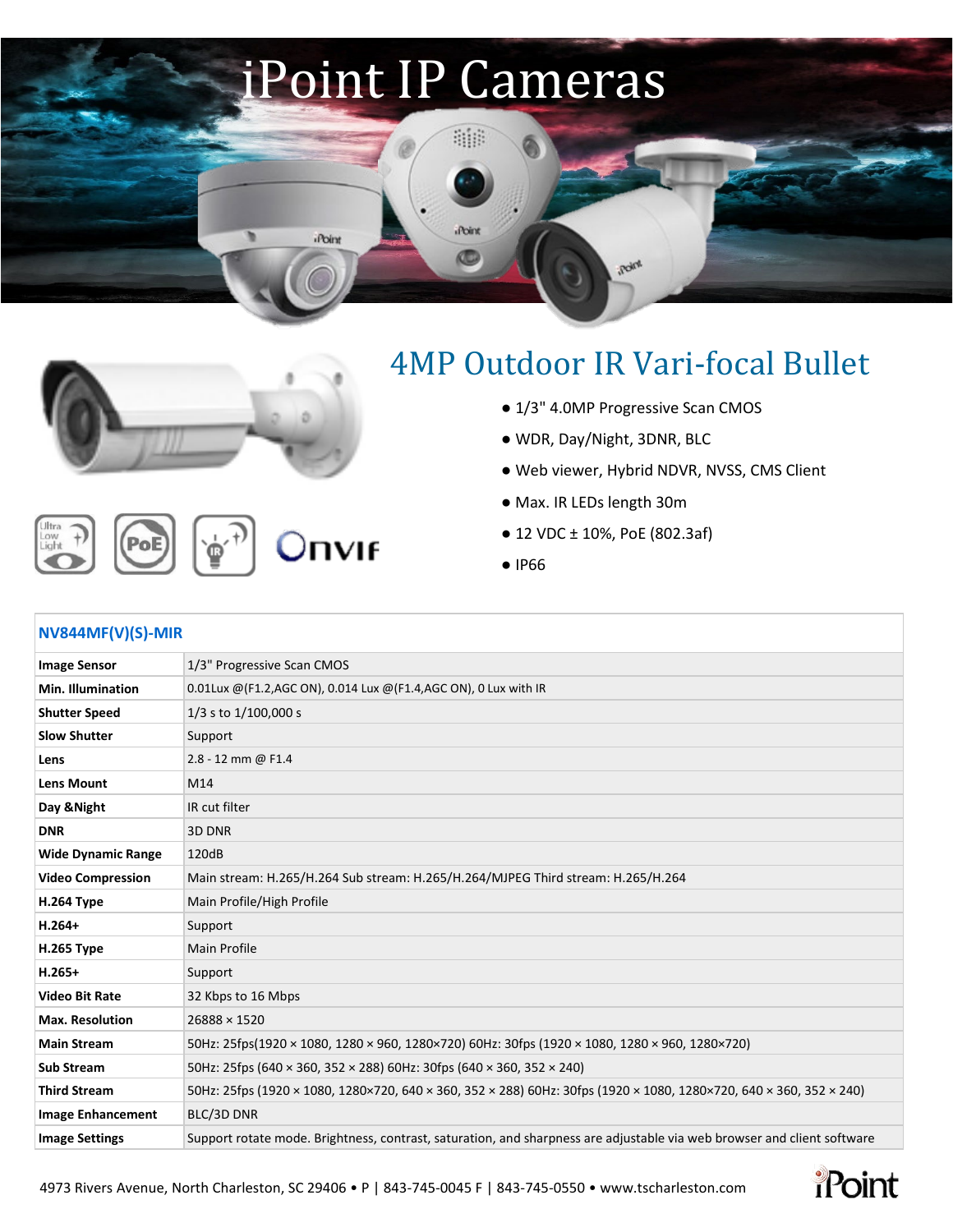# iPoint IP Cameras

## 4MP Outdoor IR Vari-focal Bullet

- 1/3" 4.0MP Progressive Scan CMOS
- WDR, Day/Night, 3DNR, BLC
- Web viewer, Hybrid NDVR, NVSS, CMS Client
- Max. IR LEDs length 30m
- 12 VDC ± 10%, PoE (802.3af)
- IP66

Onvif

| NV844MF(V)(S)-MIR | |
|---|---|
| Image Sensor | 1/3" Progressive Scan CMOS |
| Min. Illumination | 0.01Lux @(F1.2,AGC ON), 0.014 Lux @(F1.4,AGC ON), 0 Lux with IR |
| Shutter Speed | 1/3 s to 1/100,000 s |
| Slow Shutter | Support |
| Lens | 2.8 - 12 mm @ F1.4 |
| Lens Mount | M14 |
| Day &Night | IR cut filter |
| DNR | 3D DNR |
| Wide Dynamic Range | 120dB |
| Video Compression | Main stream: H.265/H.264 Sub stream: H.265/H.264/MJPEG Third stream: H.265/H.264 |
| H.264 Type | Main Profile/High Profile |
| H.264+ | Support |
| H.265 Type | Main Profile |
| H.265+ | Support |
| Video Bit Rate | 32 Kbps to 16 Mbps |
| Max. Resolution | 26888 × 1520 |
| Main Stream | 50Hz: 25fps(1920 × 1080, 1280 × 960, 1280×720) 60Hz: 30fps (1920 × 1080, 1280 × 960, 1280×720) |
| Sub Stream | 50Hz: 25fps (640 × 360, 352 × 288) 60Hz: 30fps (640 × 360, 352 × 240) |
| Third Stream | 50Hz: 25fps (1920 × 1080, 1280×720, 640 × 360, 352 × 288) 60Hz: 30fps (1920 × 1080, 1280×720, 640 × 360, 352 × 240) |
| Image Enhancement | BLC/3D DNR |
| Image Settings | Support rotate mode. Brightness, contrast, saturation, and sharpness are adjustable via web browser and client software |

4973 Rivers Avenue, North Charleston, SC 29406 • P | 843-745-0045 F | 843-745-0550 • www.tscharleston.com

iPoint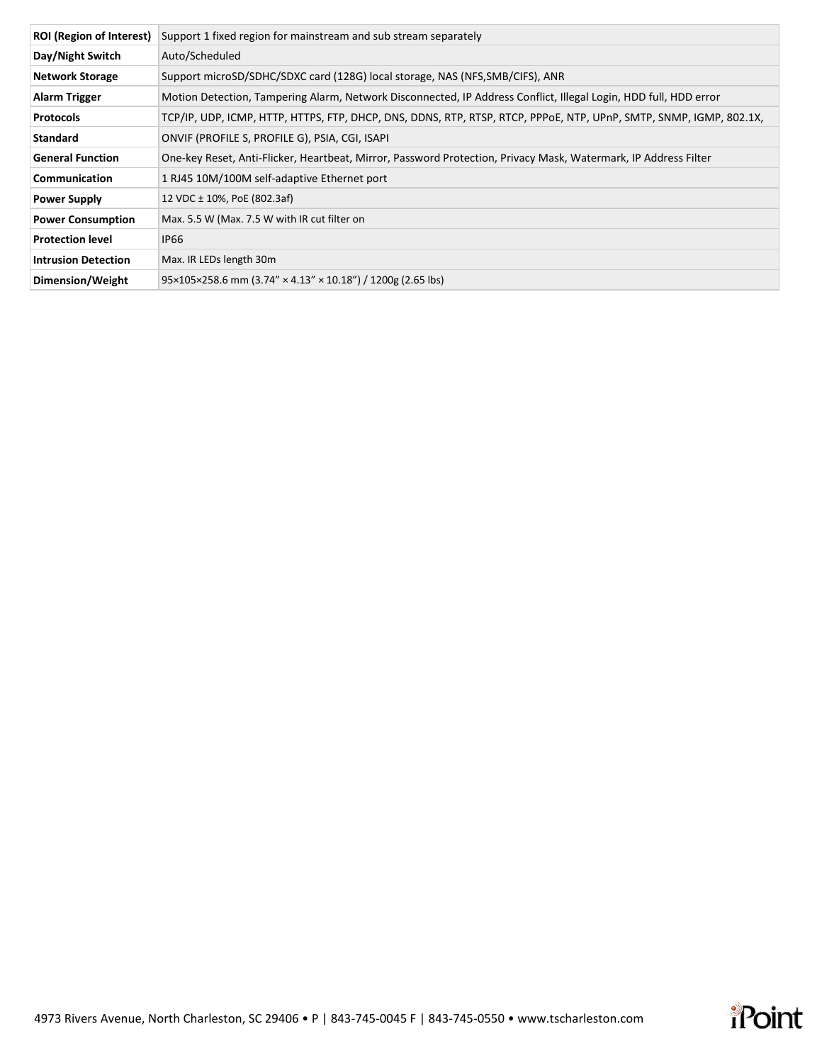| | |
|---|---|
| **ROI (Region of Interest)** | Support 1 fixed region for mainstream and sub stream separately |
| **Day/Night Switch** | Auto/Scheduled |
| **Network Storage** | Support microSD/SDHC/SDXC card (128G) local storage, NAS (NFS,SMB/CIFS), ANR |
| **Alarm Trigger** | Motion Detection, Tampering Alarm, Network Disconnected, IP Address Conflict, Illegal Login, HDD full, HDD error |
| **Protocols** | TCP/IP, UDP, ICMP, HTTP, HTTPS, FTP, DHCP, DNS, DDNS, RTP, RTSP, RTCP, PPPoE, NTP, UPnP, SMTP, SNMP, IGMP, 802.1X, |
| **Standard** | ONVIF (PROFILE S, PROFILE G), PSIA, CGI, ISAPI |
| **General Function** | One-key Reset, Anti-Flicker, Heartbeat, Mirror, Password Protection, Privacy Mask, Watermark, IP Address Filter |
| **Communication** | 1 RJ45 10M/100M self-adaptive Ethernet port |
| **Power Supply** | 12 VDC ± 10%, PoE (802.3af) |
| **Power Consumption** | Max. 5.5 W (Max. 7.5 W with IR cut filter on |
| **Protection level** | IP66 |
| **Intrusion Detection** | Max. IR LEDs length 30m |
| **Dimension/Weight** | 95×105×258.6 mm (3.74” × 4.13” × 10.18”) / 1200g (2.65 lbs) |

4973 Rivers Avenue, North Charleston, SC 29406 • P | 843-745-0045 F | 843-745-0550 • www.tscharleston.com

iPoint